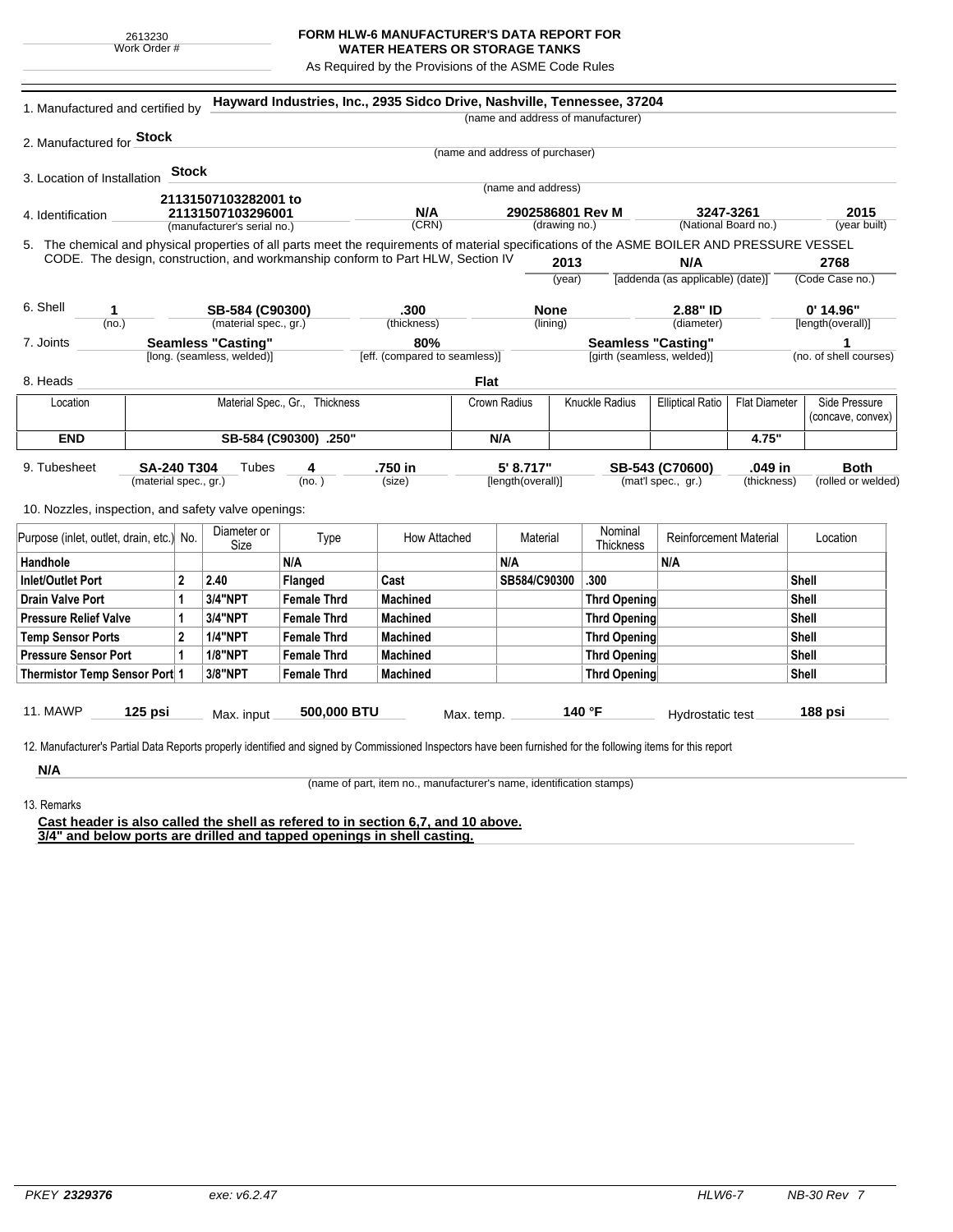2613230
Work Order #

# FORM HLW-6 MANUFACTURER'S DATA REPORT FOR WATER HEATERS OR STORAGE TANKS

As Required by the Provisions of the ASME Code Rules

1. Manufactured and certified by **Hayward Industries, Inc., 2935 Sidco Drive, Nashville, Tennessee, 37204**
(name and address of manufacturer)

2. Manufactured for **Stock**
(name and address of purchaser)

3. Location of Installation **Stock**
(name and address)

4. Identification

| 21131507103282001 to 21131507103296001 | N/A | 2902586801 Rev M | 3247-3261 | 2015 |
|---|---|---|---|---|
| (manufacturer's serial no.) | (CRN) | (drawing no.) | (National Board no.) | (year built) |

5. The chemical and physical properties of all parts meet the requirements of material specifications of the ASME BOILER AND PRESSURE VESSEL CODE. The design, construction, and workmanship conform to Part HLW, Section IV

| 2013 | N/A | 2768 |
|---|---|---|
| (year) | [addenda (as applicable) (date)] | (Code Case no.) |

6. Shell

| 1 | SB-584 (C90300) | .300 | None | 2.88" ID | 0' 14.96" |
|---|---|---|---|---|---|
| (no.) | (material spec., gr.) | (thickness) | (lining) | (diameter) | [length(overall)] |

7. Joints

| Seamless "Casting" | 80% | Seamless "Casting" | 1 |
|---|---|---|---|
| [long. (seamless, welded)] | [eff. (compared to seamless)] | [girth (seamless, welded)] | (no. of shell courses) |

8. Heads **Flat**

| Location | Material Spec., Gr., Thickness | Crown Radius | Knuckle Radius | Elliptical Ratio | Flat Diameter | Side Pressure (concave, convex) |
|---|---|---|---|---|---|---|
| **END** | **SB-584 (C90300) .250"** | **N/A** | | | **4.75"** | |

9. Tubesheet

| SA-240 T304 | Tubes 4 | .750 in | 5' 8.717" | SB-543 (C70600) | .049 in | Both |
|---|---|---|---|---|---|---|
| (material spec., gr.) | (no.) | (size) | [length(overall)] | (mat'l spec., gr.) | (thickness) | (rolled or welded) |

10. Nozzles, inspection, and safety valve openings:

| Purpose (inlet, outlet, drain, etc.) | No. | Diameter or Size | Type | How Attached | Material | Nominal Thickness | Reinforcement Material | Location |
|---|---|---|---|---|---|---|---|---|
| **Handhole** | | | **N/A** | | **N/A** | | **N/A** | |
| **Inlet/Outlet Port** | **2** | **2.40** | **Flanged** | **Cast** | **SB584/C90300** | **.300** | | **Shell** |
| **Drain Valve Port** | **1** | **3/4"NPT** | **Female Thrd** | **Machined** | | **Thrd Opening** | | **Shell** |
| **Pressure Relief Valve** | **1** | **3/4"NPT** | **Female Thrd** | **Machined** | | **Thrd Opening** | | **Shell** |
| **Temp Sensor Ports** | **2** | **1/4"NPT** | **Female Thrd** | **Machined** | | **Thrd Opening** | | **Shell** |
| **Pressure Sensor Port** | **1** | **1/8"NPT** | **Female Thrd** | **Machined** | | **Thrd Opening** | | **Shell** |
| **Thermistor Temp Sensor Port** | **1** | **3/8"NPT** | **Female Thrd** | **Machined** | | **Thrd Opening** | | **Shell** |

11. MAWP **125 psi** Max. input **500,000 BTU** Max. temp. **140 °F** Hydrostatic test **188 psi**

12. Manufacturer's Partial Data Reports properly identified and signed by Commissioned Inspectors have been furnished for the following items for this report

**N/A**
(name of part, item no., manufacturer's name, identification stamps)

13. Remarks

**Cast header is also called the shell as refered to in section 6,7, and 10 above.**
**3/4" and below ports are drilled and tapped openings in shell casting.**

*PKEY* ***2329376*** *exe: v6.2.47* *HLW6-7* *NB-30 Rev 7*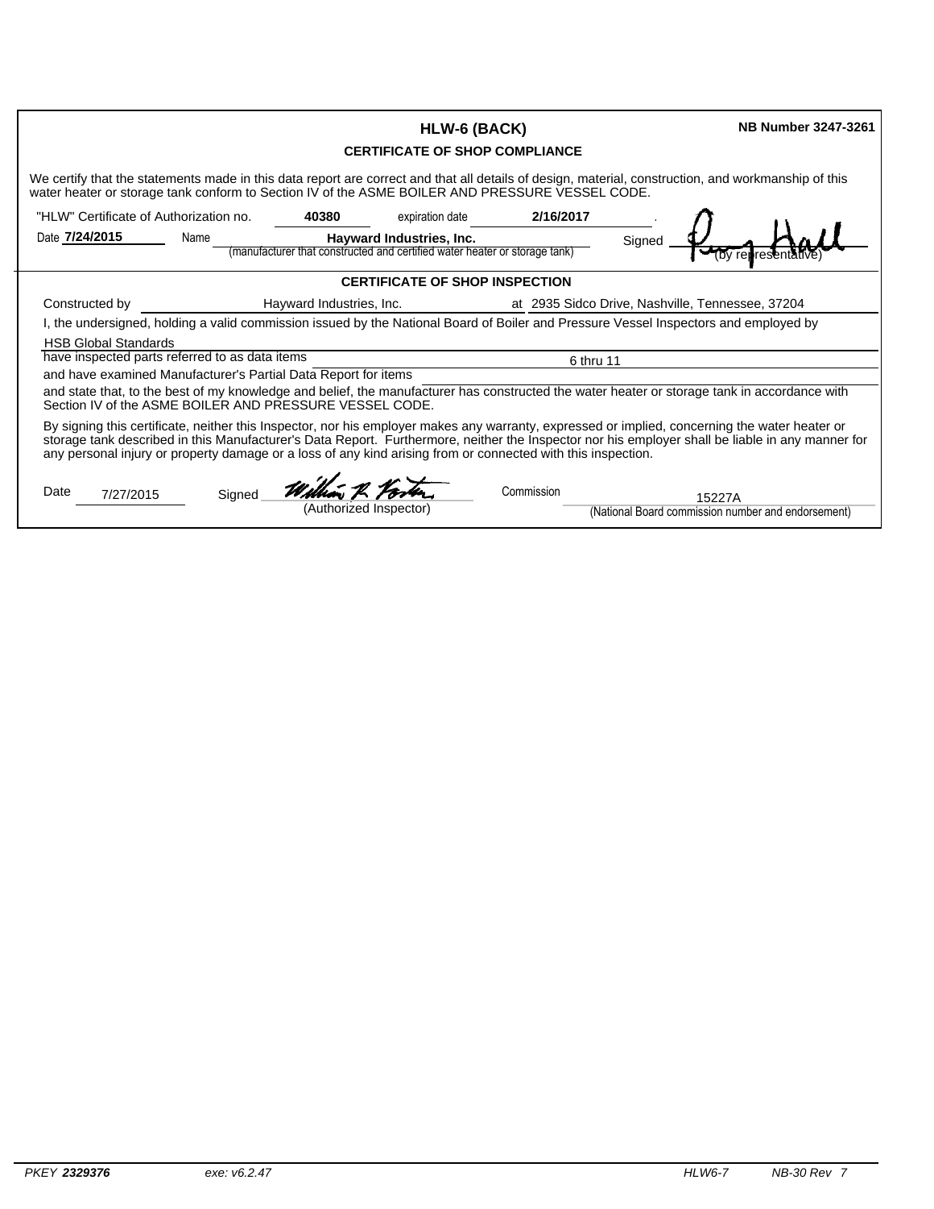# HLW-6 (BACK)

**NB Number 3247-3261**

## CERTIFICATE OF SHOP COMPLIANCE

We certify that the statements made in this data report are correct and that all details of design, material, construction, and workmanship of this water heater or storage tank conform to Section IV of the ASME BOILER AND PRESSURE VESSEL CODE.

"HLW" Certificate of Authorization no. **40380** expiration date **2/16/2017**.

Date **7/24/2015** Name **Hayward Industries, Inc.** (manufacturer that constructed and certified water heater or storage tank) Signed Perry Hall (by representative)

## CERTIFICATE OF SHOP INSPECTION

Constructed by Hayward Industries, Inc. at 2935 Sidco Drive, Nashville, Tennessee, 37204

I, the undersigned, holding a valid commission issued by the National Board of Boiler and Pressure Vessel Inspectors and employed by HSB Global Standards

have inspected parts referred to as data items 6 thru 11

and have examined Manufacturer's Partial Data Report for items

and state that, to the best of my knowledge and belief, the manufacturer has constructed the water heater or storage tank in accordance with Section IV of the ASME BOILER AND PRESSURE VESSEL CODE.

By signing this certificate, neither this Inspector, nor his employer makes any warranty, expressed or implied, concerning the water heater or storage tank described in this Manufacturer's Data Report. Furthermore, neither the Inspector nor his employer shall be liable in any manner for any personal injury or property damage or a loss of any kind arising from or connected with this inspection.

Date 7/27/2015 Signed William R. Foster (Authorized Inspector) Commission 15227A (National Board commission number and endorsement)

*PKEY* ***2329376*** *exe: v6.2.47* *HLW6-7* *NB-30 Rev 7*